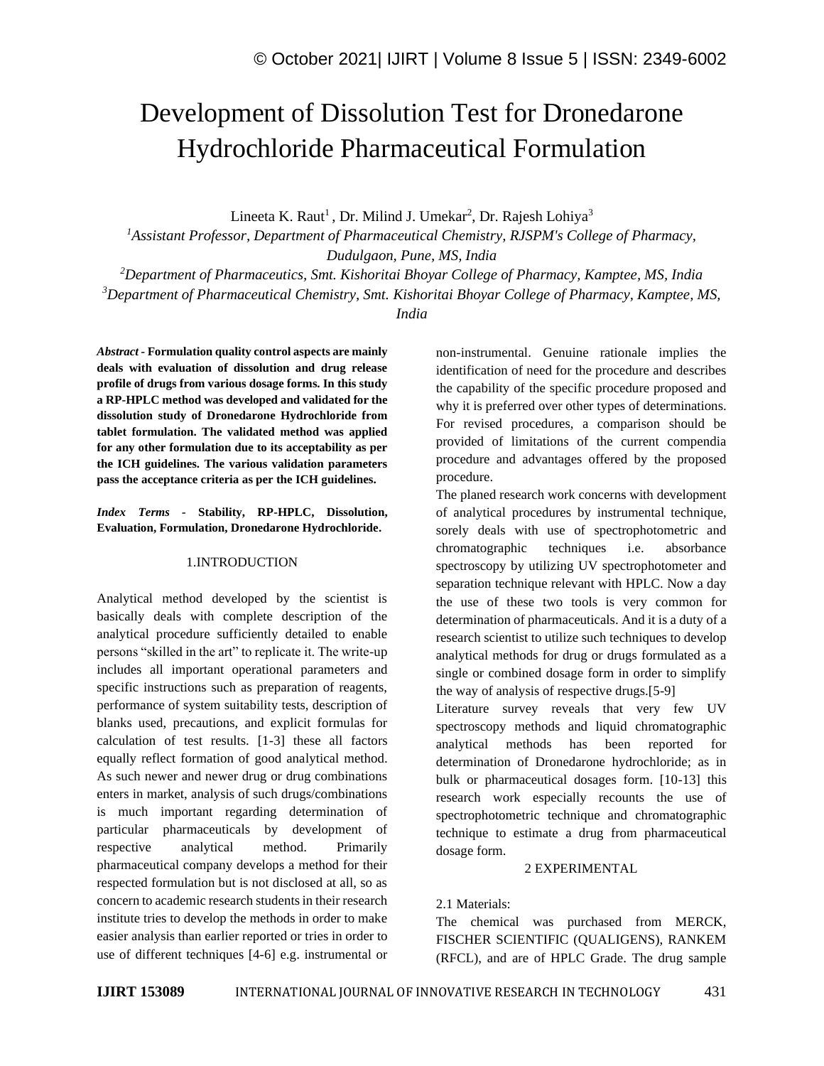# Development of Dissolution Test for Dronedarone Hydrochloride Pharmaceutical Formulation

Lineeta K. Raut[1], Dr. Milind J. Umekar[2], Dr. Rajesh Lohiya[3]

[1]*Assistant Professor, Department of Pharmaceutical Chemistry, RJSPM's College of Pharmacy, Dudulgaon, Pune, MS, India*

[2]*Department of Pharmaceutics, Smt. Kishoritai Bhoyar College of Pharmacy, Kamptee, MS, India*

[3]*Department of Pharmaceutical Chemistry, Smt. Kishoritai Bhoyar College of Pharmacy, Kamptee, MS, India*

***Abstract* - Formulation quality control aspects are mainly deals with evaluation of dissolution and drug release profile of drugs from various dosage forms. In this study a RP-HPLC method was developed and validated for the dissolution study of Dronedarone Hydrochloride from tablet formulation. The validated method was applied for any other formulation due to its acceptability as per the ICH guidelines. The various validation parameters pass the acceptance criteria as per the ICH guidelines.**

***Index Terms* - Stability, RP-HPLC, Dissolution, Evaluation, Formulation, Dronedarone Hydrochloride.**

## 1.INTRODUCTION

Analytical method developed by the scientist is basically deals with complete description of the analytical procedure sufficiently detailed to enable persons "skilled in the art" to replicate it. The write-up includes all important operational parameters and specific instructions such as preparation of reagents, performance of system suitability tests, description of blanks used, precautions, and explicit formulas for calculation of test results. [1-3] these all factors equally reflect formation of good analytical method. As such newer and newer drug or drug combinations enters in market, analysis of such drugs/combinations is much important regarding determination of particular pharmaceuticals by development of respective analytical method. Primarily pharmaceutical company develops a method for their respected formulation but is not disclosed at all, so as concern to academic research students in their research institute tries to develop the methods in order to make easier analysis than earlier reported or tries in order to use of different techniques [4-6] e.g. instrumental or non-instrumental. Genuine rationale implies the identification of need for the procedure and describes the capability of the specific procedure proposed and why it is preferred over other types of determinations. For revised procedures, a comparison should be provided of limitations of the current compendia procedure and advantages offered by the proposed procedure.

The planed research work concerns with development of analytical procedures by instrumental technique, sorely deals with use of spectrophotometric and chromatographic techniques i.e. absorbance spectroscopy by utilizing UV spectrophotometer and separation technique relevant with HPLC. Now a day the use of these two tools is very common for determination of pharmaceuticals. And it is a duty of a research scientist to utilize such techniques to develop analytical methods for drug or drugs formulated as a single or combined dosage form in order to simplify the way of analysis of respective drugs.[5-9]

Literature survey reveals that very few UV spectroscopy methods and liquid chromatographic analytical methods has been reported for determination of Dronedarone hydrochloride; as in bulk or pharmaceutical dosages form. [10-13] this research work especially recounts the use of spectrophotometric technique and chromatographic technique to estimate a drug from pharmaceutical dosage form.

## 2 EXPERIMENTAL

### 2.1 Materials:

The chemical was purchased from MERCK, FISCHER SCIENTIFIC (QUALIGENS), RANKEM (RFCL), and are of HPLC Grade. The drug sample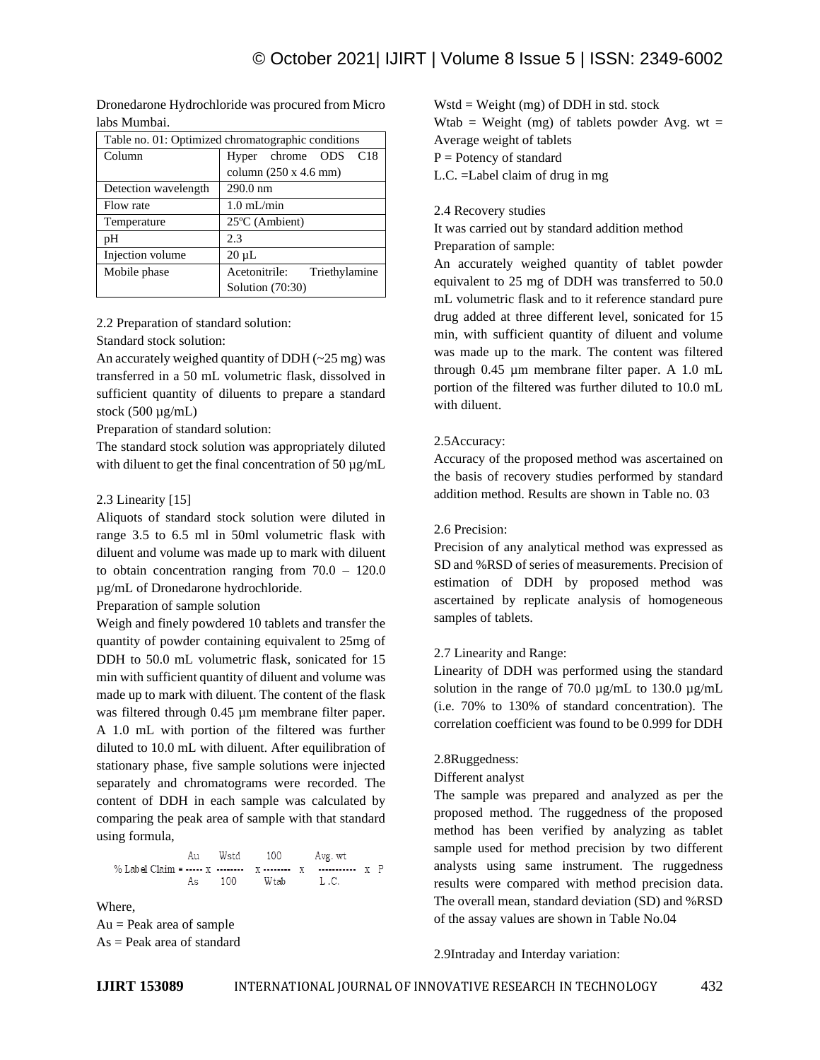Dronedarone Hydrochloride was procured from Micro labs Mumbai.

| Table no. 01: Optimized chromatographic conditions | |
|---|---|
| Column | Hyper chrome ODS C18 column (250 x 4.6 mm) |
| Detection wavelength | 290.0 nm |
| Flow rate | 1.0 mL/min |
| Temperature | 25ºC (Ambient) |
| pH | 2.3 |
| Injection volume | 20 µL |
| Mobile phase | Acetonitrile: Triethylamine Solution (70:30) |

2.2 Preparation of standard solution:

Standard stock solution:

An accurately weighed quantity of DDH (~25 mg) was transferred in a 50 mL volumetric flask, dissolved in sufficient quantity of diluents to prepare a standard stock (500 µg/mL)

Preparation of standard solution:

The standard stock solution was appropriately diluted with diluent to get the final concentration of 50 µg/mL

2.3 Linearity [15]

Aliquots of standard stock solution were diluted in range 3.5 to 6.5 ml in 50ml volumetric flask with diluent and volume was made up to mark with diluent to obtain concentration ranging from 70.0 – 120.0 µg/mL of Dronedarone hydrochloride.

Preparation of sample solution

Weigh and finely powdered 10 tablets and transfer the quantity of powder containing equivalent to 25mg of DDH to 50.0 mL volumetric flask, sonicated for 15 min with sufficient quantity of diluent and volume was made up to mark with diluent. The content of the flask was filtered through 0.45 µm membrane filter paper. A 1.0 mL with portion of the filtered was further diluted to 10.0 mL with diluent. After equilibration of stationary phase, five sample solutions were injected separately and chromatograms were recorded. The content of DDH in each sample was calculated by comparing the peak area of sample with that standard using formula,

$$\% \text{ Label Claim} = \frac{Au}{As} \times \frac{Wstd}{100} \times \frac{100}{Wtab} \times \frac{Avg.\ wt}{L.C.} \times P$$

Where,

Au = Peak area of sample

As = Peak area of standard

Wstd = Weight (mg) of DDH in std. stock

Wtab = Weight (mg) of tablets powder Avg. wt = Average weight of tablets

P = Potency of standard

L.C. =Label claim of drug in mg

2.4 Recovery studies

It was carried out by standard addition method

Preparation of sample:

An accurately weighed quantity of tablet powder equivalent to 25 mg of DDH was transferred to 50.0 mL volumetric flask and to it reference standard pure drug added at three different level, sonicated for 15 min, with sufficient quantity of diluent and volume was made up to the mark. The content was filtered through 0.45 µm membrane filter paper. A 1.0 mL portion of the filtered was further diluted to 10.0 mL with diluent.

2.5Accuracy:

Accuracy of the proposed method was ascertained on the basis of recovery studies performed by standard addition method. Results are shown in Table no. 03

2.6 Precision:

Precision of any analytical method was expressed as SD and %RSD of series of measurements. Precision of estimation of DDH by proposed method was ascertained by replicate analysis of homogeneous samples of tablets.

2.7 Linearity and Range:

Linearity of DDH was performed using the standard solution in the range of 70.0 µg/mL to 130.0 µg/mL (i.e. 70% to 130% of standard concentration). The correlation coefficient was found to be 0.999 for DDH

2.8Ruggedness:

Different analyst

The sample was prepared and analyzed as per the proposed method. The ruggedness of the proposed method has been verified by analyzing as tablet sample used for method precision by two different analysts using same instrument. The ruggedness results were compared with method precision data. The overall mean, standard deviation (SD) and %RSD of the assay values are shown in Table No.04

2.9Intraday and Interday variation: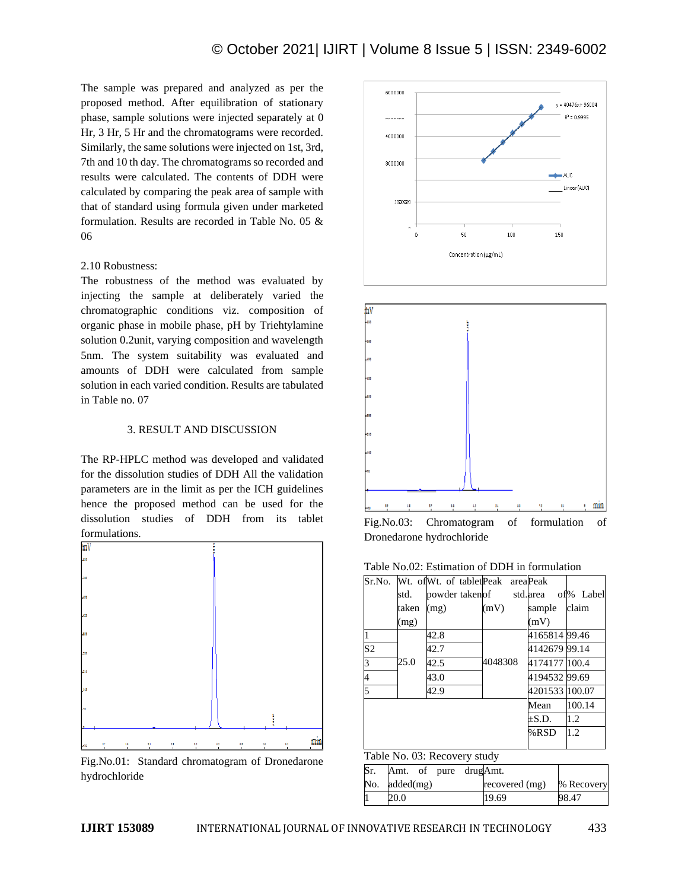The sample was prepared and analyzed as per the proposed method. After equilibration of stationary phase, sample solutions were injected separately at 0 Hr, 3 Hr, 5 Hr and the chromatograms were recorded. Similarly, the same solutions were injected on 1st, 3rd, 7th and 10 th day. The chromatograms so recorded and results were calculated. The contents of DDH were calculated by comparing the peak area of sample with that of standard using formula given under marketed formulation. Results are recorded in Table No. 05 & 06

2.10 Robustness:

The robustness of the method was evaluated by injecting the sample at deliberately varied the chromatographic conditions viz. composition of organic phase in mobile phase, pH by Triehtylamine solution 0.2unit, varying composition and wavelength 5nm. The system suitability was evaluated and amounts of DDH were calculated from sample solution in each varied condition. Results are tabulated in Table no. 07

## 3. RESULT AND DISCUSSION

The RP-HPLC method was developed and validated for the dissolution studies of DDH All the validation parameters are in the limit as per the ICH guidelines hence the proposed method can be used for the dissolution studies of DDH from its tablet formulations.

Fig.No.01: Standard chromatogram of Dronedarone hydrochloride

Fig.No.03: Chromatogram of formulation of Dronedarone hydrochloride

Table No.02: Estimation of DDH in formulation

| Sr.No. | Wt. of std. taken (mg) | Wt. of tablet powder taken (mg) | Peak area of std. (mV) | Peak area of sample (mV) | % Label claim |
|---|---|---|---|---|---|
| 1 | 25.0 | 42.8 | 4048308 | 4165814 | 99.46 |
| S2 | | 42.7 | | 4142679 | 99.14 |
| 3 | | 42.5 | | 4174177 | 100.4 |
| 4 | | 43.0 | | 4194532 | 99.69 |
| 5 | | 42.9 | | 4201533 | 100.07 |
| | | | | Mean | 100.14 |
| | | | | ±S.D. | 1.2 |
| | | | | %RSD | 1.2 |

Table No. 03: Recovery study

| Sr. No. | Amt. of pure drug added(mg) | Amt. recovered (mg) | % Recovery |
|---|---|---|---|
| 1 | 20.0 | 19.69 | 98.47 |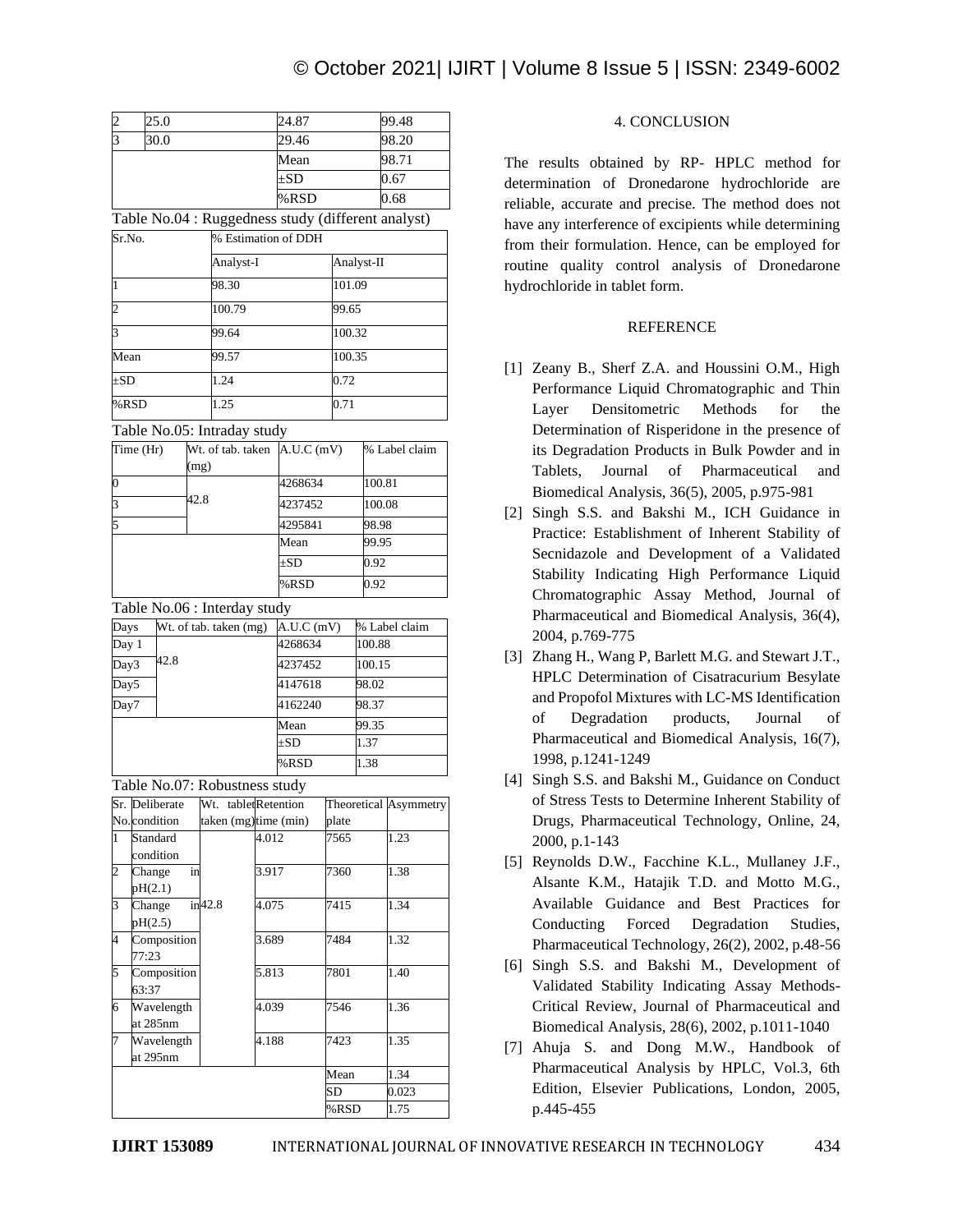| 2 | 25.0 | 24.87 | 99.48 |
|---|---|---|---|
| 3 | 30.0 | 29.46 | 98.20 |
| | | Mean | 98.71 |
| | | ±SD | 0.67 |
| | | %RSD | 0.68 |

Table No.04 : Ruggedness study (different analyst)

| Sr.No. | % Estimation of DDH | |
|---|---|---|
| | Analyst-I | Analyst-II |
| 1 | 98.30 | 101.09 |
| 2 | 100.79 | 99.65 |
| 3 | 99.64 | 100.32 |
| Mean | 99.57 | 100.35 |
| ±SD | 1.24 | 0.72 |
| %RSD | 1.25 | 0.71 |

Table No.05: Intraday study

| Time (Hr) | Wt. of tab. taken (mg) | A.U.C (mV) | % Label claim |
|---|---|---|---|
| 0 | 42.8 | 4268634 | 100.81 |
| 3 | | 4237452 | 100.08 |
| 5 | | 4295841 | 98.98 |
| | | Mean | 99.95 |
| | | ±SD | 0.92 |
| | | %RSD | 0.92 |

Table No.06 : Interday study

| Days | Wt. of tab. taken (mg) | A.U.C (mV) | % Label claim |
|---|---|---|---|
| Day 1 | 42.8 | 4268634 | 100.88 |
| Day3 | | 4237452 | 100.15 |
| Day5 | | 4147618 | 98.02 |
| Day7 | | 4162240 | 98.37 |
| | | Mean | 99.35 |
| | | ±SD | 1.37 |
| | | %RSD | 1.38 |

Table No.07: Robustness study

| Sr. No. | Deliberate condition | Wt. tablet taken (mg) | Retention time (min) | Theoretical plate | Asymmetry |
|---|---|---|---|---|---|
| 1 | Standard condition | 42.8 | 4.012 | 7565 | 1.23 |
| 2 | Change in pH(2.1) | | 3.917 | 7360 | 1.38 |
| 3 | Change in pH(2.5) | | 4.075 | 7415 | 1.34 |
| 4 | Composition 77:23 | | 3.689 | 7484 | 1.32 |
| 5 | Composition 63:37 | | 5.813 | 7801 | 1.40 |
| 6 | Wavelength at 285nm | | 4.039 | 7546 | 1.36 |
| 7 | Wavelength at 295nm | | 4.188 | 7423 | 1.35 |
| | | | | Mean | 1.34 |
| | | | | SD | 0.023 |
| | | | | %RSD | 1.75 |

## 4. CONCLUSION

The results obtained by RP- HPLC method for determination of Dronedarone hydrochloride are reliable, accurate and precise. The method does not have any interference of excipients while determining from their formulation. Hence, can be employed for routine quality control analysis of Dronedarone hydrochloride in tablet form.

## REFERENCE

[1] Zeany B., Sherf Z.A. and Houssini O.M., High Performance Liquid Chromatographic and Thin Layer Densitometric Methods for the Determination of Risperidone in the presence of its Degradation Products in Bulk Powder and in Tablets, Journal of Pharmaceutical and Biomedical Analysis, 36(5), 2005, p.975-981

[2] Singh S.S. and Bakshi M., ICH Guidance in Practice: Establishment of Inherent Stability of Secnidazole and Development of a Validated Stability Indicating High Performance Liquid Chromatographic Assay Method, Journal of Pharmaceutical and Biomedical Analysis, 36(4), 2004, p.769-775

[3] Zhang H., Wang P, Barlett M.G. and Stewart J.T., HPLC Determination of Cisatracurium Besylate and Propofol Mixtures with LC-MS Identification of Degradation products, Journal of Pharmaceutical and Biomedical Analysis, 16(7), 1998, p.1241-1249

[4] Singh S.S. and Bakshi M., Guidance on Conduct of Stress Tests to Determine Inherent Stability of Drugs, Pharmaceutical Technology, Online, 24, 2000, p.1-143

[5] Reynolds D.W., Facchine K.L., Mullaney J.F., Alsante K.M., Hatajik T.D. and Motto M.G., Available Guidance and Best Practices for Conducting Forced Degradation Studies, Pharmaceutical Technology, 26(2), 2002, p.48-56

[6] Singh S.S. and Bakshi M., Development of Validated Stability Indicating Assay Methods- Critical Review, Journal of Pharmaceutical and Biomedical Analysis, 28(6), 2002, p.1011-1040

[7] Ahuja S. and Dong M.W., Handbook of Pharmaceutical Analysis by HPLC, Vol.3, 6th Edition, Elsevier Publications, London, 2005, p.445-455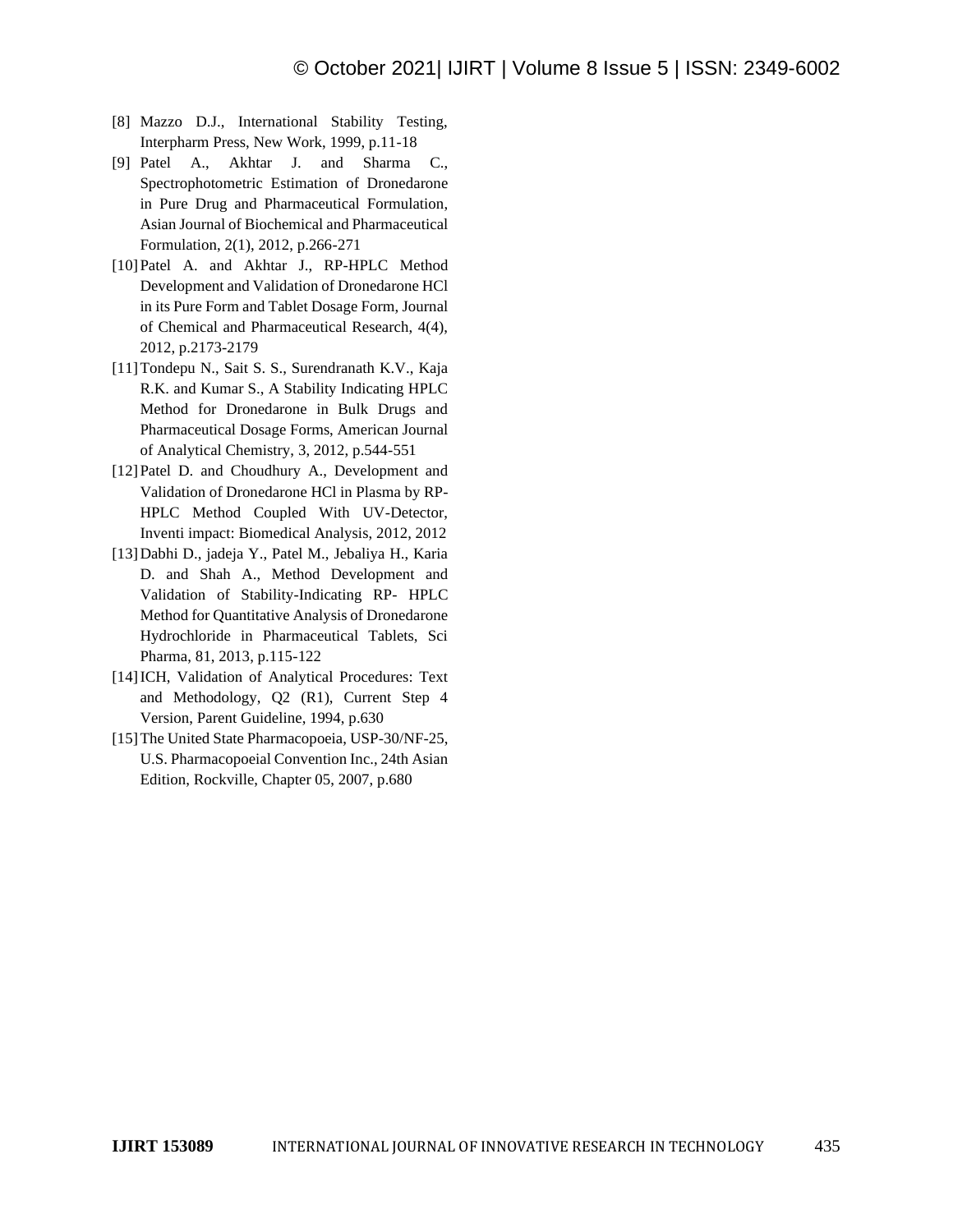[8] Mazzo D.J., International Stability Testing, Interpharm Press, New Work, 1999, p.11-18

[9] Patel A., Akhtar J. and Sharma C., Spectrophotometric Estimation of Dronedarone in Pure Drug and Pharmaceutical Formulation, Asian Journal of Biochemical and Pharmaceutical Formulation, 2(1), 2012, p.266-271

[10] Patel A. and Akhtar J., RP-HPLC Method Development and Validation of Dronedarone HCl in its Pure Form and Tablet Dosage Form, Journal of Chemical and Pharmaceutical Research, 4(4), 2012, p.2173-2179

[11] Tondepu N., Sait S. S., Surendranath K.V., Kaja R.K. and Kumar S., A Stability Indicating HPLC Method for Dronedarone in Bulk Drugs and Pharmaceutical Dosage Forms, American Journal of Analytical Chemistry, 3, 2012, p.544-551

[12] Patel D. and Choudhury A., Development and Validation of Dronedarone HCl in Plasma by RP-HPLC Method Coupled With UV-Detector, Inventi impact: Biomedical Analysis, 2012, 2012

[13] Dabhi D., jadeja Y., Patel M., Jebaliya H., Karia D. and Shah A., Method Development and Validation of Stability-Indicating RP- HPLC Method for Quantitative Analysis of Dronedarone Hydrochloride in Pharmaceutical Tablets, Sci Pharma, 81, 2013, p.115-122

[14] ICH, Validation of Analytical Procedures: Text and Methodology, Q2 (R1), Current Step 4 Version, Parent Guideline, 1994, p.630

[15] The United State Pharmacopoeia, USP-30/NF-25, U.S. Pharmacopoeial Convention Inc., 24th Asian Edition, Rockville, Chapter 05, 2007, p.680